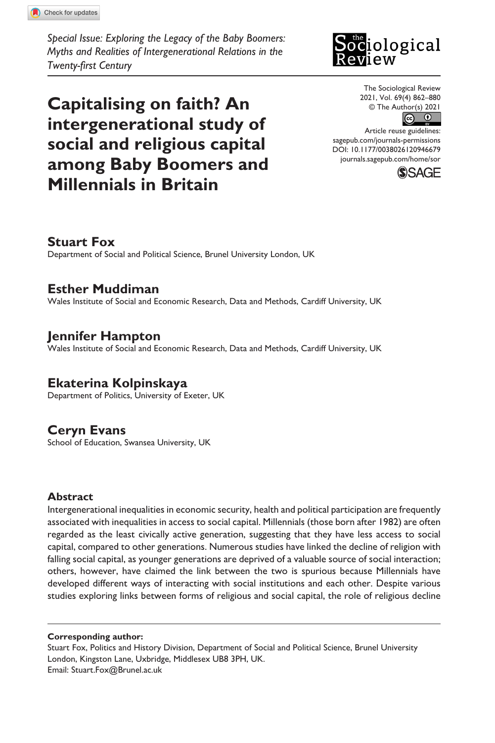*Special Issue: Exploring the Legacy of the Baby Boomers: Myths and Realities of Intergenerational Relations in the Twenty-first Century*

The Sociological Review
2021, Vol. 69(4) 862–880
© The Author(s) 2021
Article reuse guidelines: sagepub.com/journals-permissions
DOI: 10.1177/0038026120946679
journals.sagepub.com/home/sor

# Capitalising on faith? An intergenerational study of social and religious capital among Baby Boomers and Millennials in Britain

**Stuart Fox**
Department of Social and Political Science, Brunel University London, UK

**Esther Muddiman**
Wales Institute of Social and Economic Research, Data and Methods, Cardiff University, UK

**Jennifer Hampton**
Wales Institute of Social and Economic Research, Data and Methods, Cardiff University, UK

**Ekaterina Kolpinskaya**
Department of Politics, University of Exeter, UK

**Ceryn Evans**
School of Education, Swansea University, UK

## Abstract

Intergenerational inequalities in economic security, health and political participation are frequently associated with inequalities in access to social capital. Millennials (those born after 1982) are often regarded as the least civically active generation, suggesting that they have less access to social capital, compared to other generations. Numerous studies have linked the decline of religion with falling social capital, as younger generations are deprived of a valuable source of social interaction; others, however, have claimed the link between the two is spurious because Millennials have developed different ways of interacting with social institutions and each other. Despite various studies exploring links between forms of religious and social capital, the role of religious decline

**Corresponding author:**
Stuart Fox, Politics and History Division, Department of Social and Political Science, Brunel University London, Kingston Lane, Uxbridge, Middlesex UB8 3PH, UK.
Email: Stuart.Fox@Brunel.ac.uk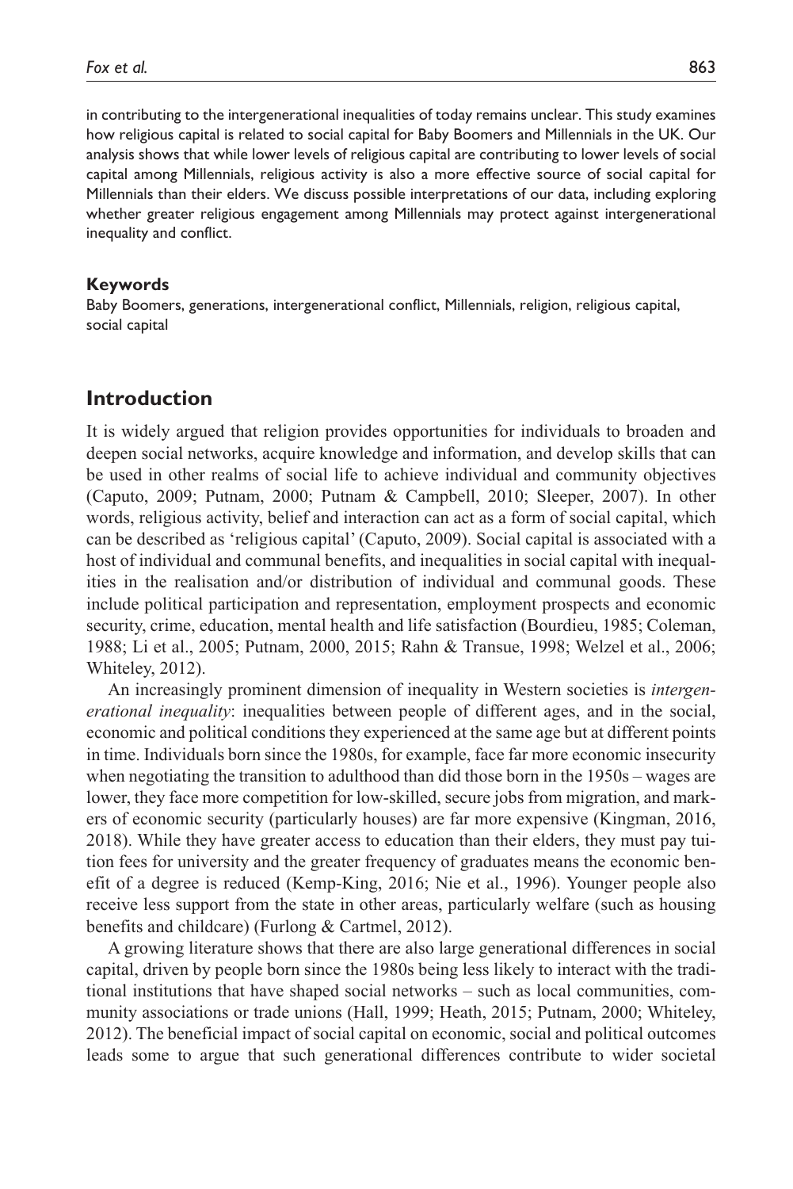in contributing to the intergenerational inequalities of today remains unclear. This study examines how religious capital is related to social capital for Baby Boomers and Millennials in the UK. Our analysis shows that while lower levels of religious capital are contributing to lower levels of social capital among Millennials, religious activity is also a more effective source of social capital for Millennials than their elders. We discuss possible interpretations of our data, including exploring whether greater religious engagement among Millennials may protect against intergenerational inequality and conflict.

#### Keywords

Baby Boomers, generations, intergenerational conflict, Millennials, religion, religious capital, social capital

## Introduction

It is widely argued that religion provides opportunities for individuals to broaden and deepen social networks, acquire knowledge and information, and develop skills that can be used in other realms of social life to achieve individual and community objectives (Caputo, 2009; Putnam, 2000; Putnam & Campbell, 2010; Sleeper, 2007). In other words, religious activity, belief and interaction can act as a form of social capital, which can be described as 'religious capital' (Caputo, 2009). Social capital is associated with a host of individual and communal benefits, and inequalities in social capital with inequalities in the realisation and/or distribution of individual and communal goods. These include political participation and representation, employment prospects and economic security, crime, education, mental health and life satisfaction (Bourdieu, 1985; Coleman, 1988; Li et al., 2005; Putnam, 2000, 2015; Rahn & Transue, 1998; Welzel et al., 2006; Whiteley, 2012).

An increasingly prominent dimension of inequality in Western societies is *intergenerational inequality*: inequalities between people of different ages, and in the social, economic and political conditions they experienced at the same age but at different points in time. Individuals born since the 1980s, for example, face far more economic insecurity when negotiating the transition to adulthood than did those born in the 1950s – wages are lower, they face more competition for low-skilled, secure jobs from migration, and markers of economic security (particularly houses) are far more expensive (Kingman, 2016, 2018). While they have greater access to education than their elders, they must pay tuition fees for university and the greater frequency of graduates means the economic benefit of a degree is reduced (Kemp-King, 2016; Nie et al., 1996). Younger people also receive less support from the state in other areas, particularly welfare (such as housing benefits and childcare) (Furlong & Cartmel, 2012).

A growing literature shows that there are also large generational differences in social capital, driven by people born since the 1980s being less likely to interact with the traditional institutions that have shaped social networks – such as local communities, community associations or trade unions (Hall, 1999; Heath, 2015; Putnam, 2000; Whiteley, 2012). The beneficial impact of social capital on economic, social and political outcomes leads some to argue that such generational differences contribute to wider societal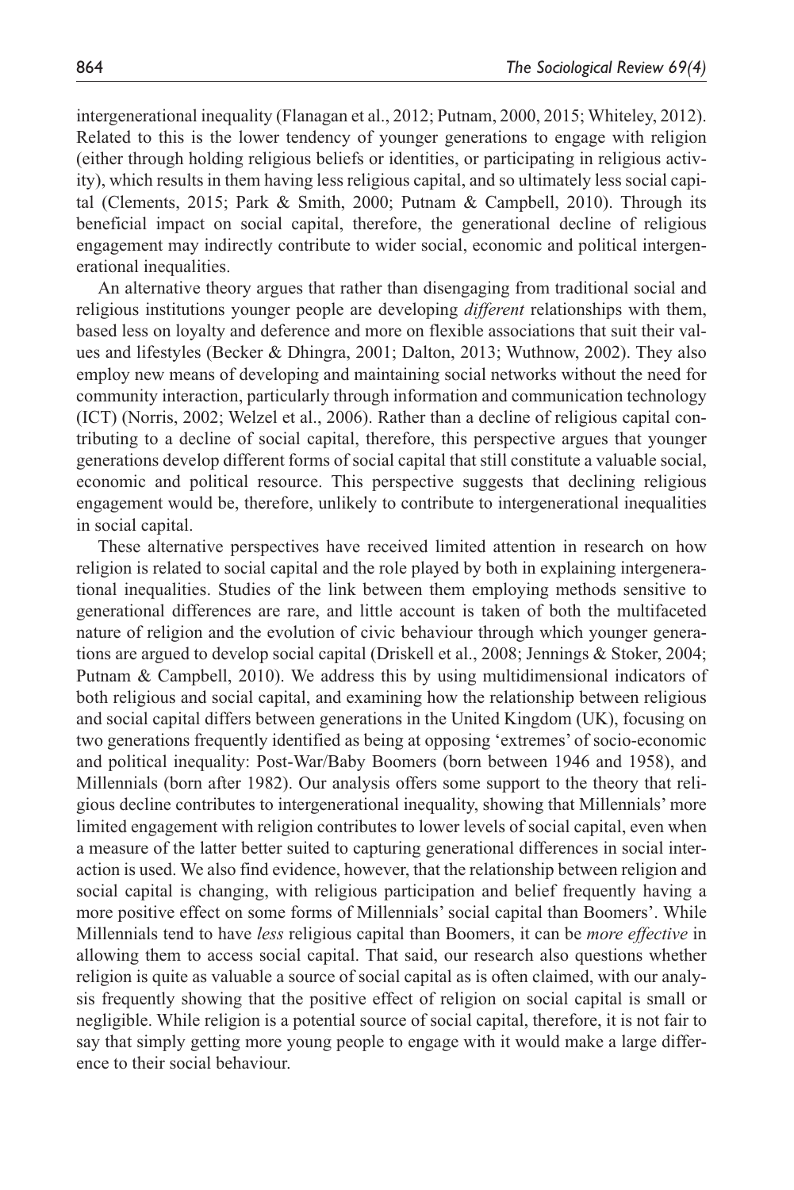intergenerational inequality (Flanagan et al., 2012; Putnam, 2000, 2015; Whiteley, 2012). Related to this is the lower tendency of younger generations to engage with religion (either through holding religious beliefs or identities, or participating in religious activity), which results in them having less religious capital, and so ultimately less social capital (Clements, 2015; Park & Smith, 2000; Putnam & Campbell, 2010). Through its beneficial impact on social capital, therefore, the generational decline of religious engagement may indirectly contribute to wider social, economic and political intergenerational inequalities.

An alternative theory argues that rather than disengaging from traditional social and religious institutions younger people are developing *different* relationships with them, based less on loyalty and deference and more on flexible associations that suit their values and lifestyles (Becker & Dhingra, 2001; Dalton, 2013; Wuthnow, 2002). They also employ new means of developing and maintaining social networks without the need for community interaction, particularly through information and communication technology (ICT) (Norris, 2002; Welzel et al., 2006). Rather than a decline of religious capital contributing to a decline of social capital, therefore, this perspective argues that younger generations develop different forms of social capital that still constitute a valuable social, economic and political resource. This perspective suggests that declining religious engagement would be, therefore, unlikely to contribute to intergenerational inequalities in social capital.

These alternative perspectives have received limited attention in research on how religion is related to social capital and the role played by both in explaining intergenerational inequalities. Studies of the link between them employing methods sensitive to generational differences are rare, and little account is taken of both the multifaceted nature of religion and the evolution of civic behaviour through which younger generations are argued to develop social capital (Driskell et al., 2008; Jennings & Stoker, 2004; Putnam & Campbell, 2010). We address this by using multidimensional indicators of both religious and social capital, and examining how the relationship between religious and social capital differs between generations in the United Kingdom (UK), focusing on two generations frequently identified as being at opposing 'extremes' of socio-economic and political inequality: Post-War/Baby Boomers (born between 1946 and 1958), and Millennials (born after 1982). Our analysis offers some support to the theory that religious decline contributes to intergenerational inequality, showing that Millennials' more limited engagement with religion contributes to lower levels of social capital, even when a measure of the latter better suited to capturing generational differences in social interaction is used. We also find evidence, however, that the relationship between religion and social capital is changing, with religious participation and belief frequently having a more positive effect on some forms of Millennials' social capital than Boomers'. While Millennials tend to have *less* religious capital than Boomers, it can be *more effective* in allowing them to access social capital. That said, our research also questions whether religion is quite as valuable a source of social capital as is often claimed, with our analysis frequently showing that the positive effect of religion on social capital is small or negligible. While religion is a potential source of social capital, therefore, it is not fair to say that simply getting more young people to engage with it would make a large difference to their social behaviour.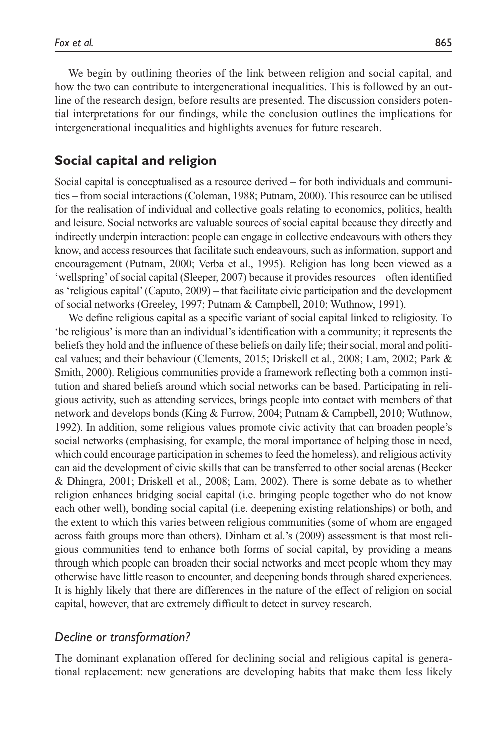We begin by outlining theories of the link between religion and social capital, and how the two can contribute to intergenerational inequalities. This is followed by an outline of the research design, before results are presented. The discussion considers potential interpretations for our findings, while the conclusion outlines the implications for intergenerational inequalities and highlights avenues for future research.

## Social capital and religion

Social capital is conceptualised as a resource derived – for both individuals and communities – from social interactions (Coleman, 1988; Putnam, 2000). This resource can be utilised for the realisation of individual and collective goals relating to economics, politics, health and leisure. Social networks are valuable sources of social capital because they directly and indirectly underpin interaction: people can engage in collective endeavours with others they know, and access resources that facilitate such endeavours, such as information, support and encouragement (Putnam, 2000; Verba et al., 1995). Religion has long been viewed as a 'wellspring' of social capital (Sleeper, 2007) because it provides resources – often identified as 'religious capital' (Caputo, 2009) – that facilitate civic participation and the development of social networks (Greeley, 1997; Putnam & Campbell, 2010; Wuthnow, 1991).

We define religious capital as a specific variant of social capital linked to religiosity. To 'be religious' is more than an individual's identification with a community; it represents the beliefs they hold and the influence of these beliefs on daily life; their social, moral and political values; and their behaviour (Clements, 2015; Driskell et al., 2008; Lam, 2002; Park & Smith, 2000). Religious communities provide a framework reflecting both a common institution and shared beliefs around which social networks can be based. Participating in religious activity, such as attending services, brings people into contact with members of that network and develops bonds (King & Furrow, 2004; Putnam & Campbell, 2010; Wuthnow, 1992). In addition, some religious values promote civic activity that can broaden people's social networks (emphasising, for example, the moral importance of helping those in need, which could encourage participation in schemes to feed the homeless), and religious activity can aid the development of civic skills that can be transferred to other social arenas (Becker & Dhingra, 2001; Driskell et al., 2008; Lam, 2002). There is some debate as to whether religion enhances bridging social capital (i.e. bringing people together who do not know each other well), bonding social capital (i.e. deepening existing relationships) or both, and the extent to which this varies between religious communities (some of whom are engaged across faith groups more than others). Dinham et al.'s (2009) assessment is that most religious communities tend to enhance both forms of social capital, by providing a means through which people can broaden their social networks and meet people whom they may otherwise have little reason to encounter, and deepening bonds through shared experiences. It is highly likely that there are differences in the nature of the effect of religion on social capital, however, that are extremely difficult to detect in survey research.

### *Decline or transformation?*

The dominant explanation offered for declining social and religious capital is generational replacement: new generations are developing habits that make them less likely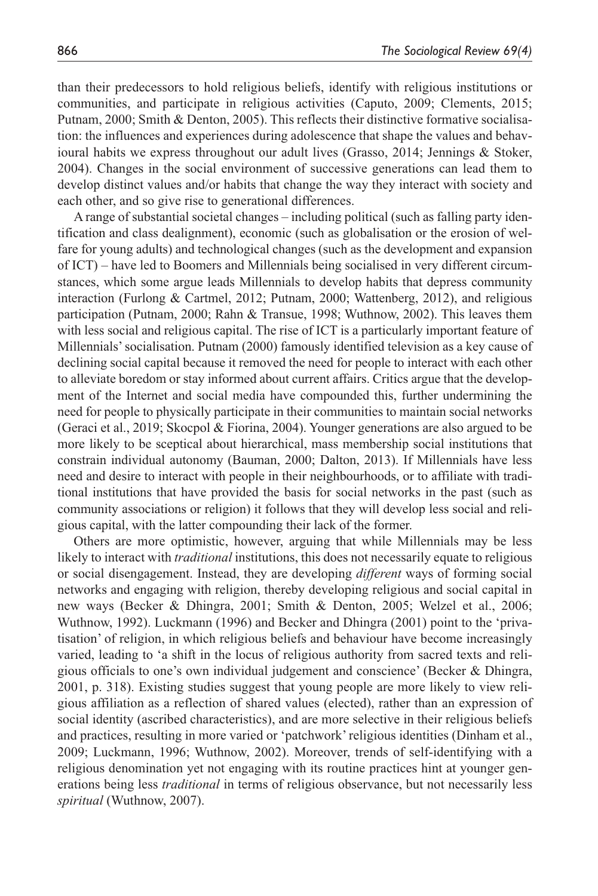than their predecessors to hold religious beliefs, identify with religious institutions or communities, and participate in religious activities (Caputo, 2009; Clements, 2015; Putnam, 2000; Smith & Denton, 2005). This reflects their distinctive formative socialisation: the influences and experiences during adolescence that shape the values and behavioural habits we express throughout our adult lives (Grasso, 2014; Jennings & Stoker, 2004). Changes in the social environment of successive generations can lead them to develop distinct values and/or habits that change the way they interact with society and each other, and so give rise to generational differences.

A range of substantial societal changes – including political (such as falling party identification and class dealignment), economic (such as globalisation or the erosion of welfare for young adults) and technological changes (such as the development and expansion of ICT) – have led to Boomers and Millennials being socialised in very different circumstances, which some argue leads Millennials to develop habits that depress community interaction (Furlong & Cartmel, 2012; Putnam, 2000; Wattenberg, 2012), and religious participation (Putnam, 2000; Rahn & Transue, 1998; Wuthnow, 2002). This leaves them with less social and religious capital. The rise of ICT is a particularly important feature of Millennials' socialisation. Putnam (2000) famously identified television as a key cause of declining social capital because it removed the need for people to interact with each other to alleviate boredom or stay informed about current affairs. Critics argue that the development of the Internet and social media have compounded this, further undermining the need for people to physically participate in their communities to maintain social networks (Geraci et al., 2019; Skocpol & Fiorina, 2004). Younger generations are also argued to be more likely to be sceptical about hierarchical, mass membership social institutions that constrain individual autonomy (Bauman, 2000; Dalton, 2013). If Millennials have less need and desire to interact with people in their neighbourhoods, or to affiliate with traditional institutions that have provided the basis for social networks in the past (such as community associations or religion) it follows that they will develop less social and religious capital, with the latter compounding their lack of the former.

Others are more optimistic, however, arguing that while Millennials may be less likely to interact with *traditional* institutions, this does not necessarily equate to religious or social disengagement. Instead, they are developing *different* ways of forming social networks and engaging with religion, thereby developing religious and social capital in new ways (Becker & Dhingra, 2001; Smith & Denton, 2005; Welzel et al., 2006; Wuthnow, 1992). Luckmann (1996) and Becker and Dhingra (2001) point to the 'privatisation' of religion, in which religious beliefs and behaviour have become increasingly varied, leading to 'a shift in the locus of religious authority from sacred texts and religious officials to one's own individual judgement and conscience' (Becker & Dhingra, 2001, p. 318). Existing studies suggest that young people are more likely to view religious affiliation as a reflection of shared values (elected), rather than an expression of social identity (ascribed characteristics), and are more selective in their religious beliefs and practices, resulting in more varied or 'patchwork' religious identities (Dinham et al., 2009; Luckmann, 1996; Wuthnow, 2002). Moreover, trends of self-identifying with a religious denomination yet not engaging with its routine practices hint at younger generations being less *traditional* in terms of religious observance, but not necessarily less *spiritual* (Wuthnow, 2007).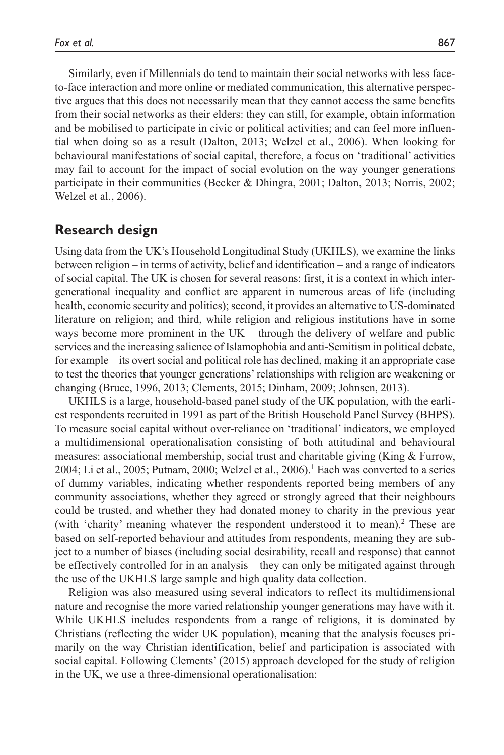Similarly, even if Millennials do tend to maintain their social networks with less face-to-face interaction and more online or mediated communication, this alternative perspective argues that this does not necessarily mean that they cannot access the same benefits from their social networks as their elders: they can still, for example, obtain information and be mobilised to participate in civic or political activities; and can feel more influential when doing so as a result (Dalton, 2013; Welzel et al., 2006). When looking for behavioural manifestations of social capital, therefore, a focus on 'traditional' activities may fail to account for the impact of social evolution on the way younger generations participate in their communities (Becker & Dhingra, 2001; Dalton, 2013; Norris, 2002; Welzel et al., 2006).

## Research design

Using data from the UK's Household Longitudinal Study (UKHLS), we examine the links between religion – in terms of activity, belief and identification – and a range of indicators of social capital. The UK is chosen for several reasons: first, it is a context in which intergenerational inequality and conflict are apparent in numerous areas of life (including health, economic security and politics); second, it provides an alternative to US-dominated literature on religion; and third, while religion and religious institutions have in some ways become more prominent in the UK – through the delivery of welfare and public services and the increasing salience of Islamophobia and anti-Semitism in political debate, for example – its overt social and political role has declined, making it an appropriate case to test the theories that younger generations' relationships with religion are weakening or changing (Bruce, 1996, 2013; Clements, 2015; Dinham, 2009; Johnsen, 2013).

UKHLS is a large, household-based panel study of the UK population, with the earliest respondents recruited in 1991 as part of the British Household Panel Survey (BHPS). To measure social capital without over-reliance on 'traditional' indicators, we employed a multidimensional operationalisation consisting of both attitudinal and behavioural measures: associational membership, social trust and charitable giving (King & Furrow, 2004; Li et al., 2005; Putnam, 2000; Welzel et al., 2006).[1] Each was converted to a series of dummy variables, indicating whether respondents reported being members of any community associations, whether they agreed or strongly agreed that their neighbours could be trusted, and whether they had donated money to charity in the previous year (with 'charity' meaning whatever the respondent understood it to mean).[2] These are based on self-reported behaviour and attitudes from respondents, meaning they are subject to a number of biases (including social desirability, recall and response) that cannot be effectively controlled for in an analysis – they can only be mitigated against through the use of the UKHLS large sample and high quality data collection.

Religion was also measured using several indicators to reflect its multidimensional nature and recognise the more varied relationship younger generations may have with it. While UKHLS includes respondents from a range of religions, it is dominated by Christians (reflecting the wider UK population), meaning that the analysis focuses primarily on the way Christian identification, belief and participation is associated with social capital. Following Clements' (2015) approach developed for the study of religion in the UK, we use a three-dimensional operationalisation: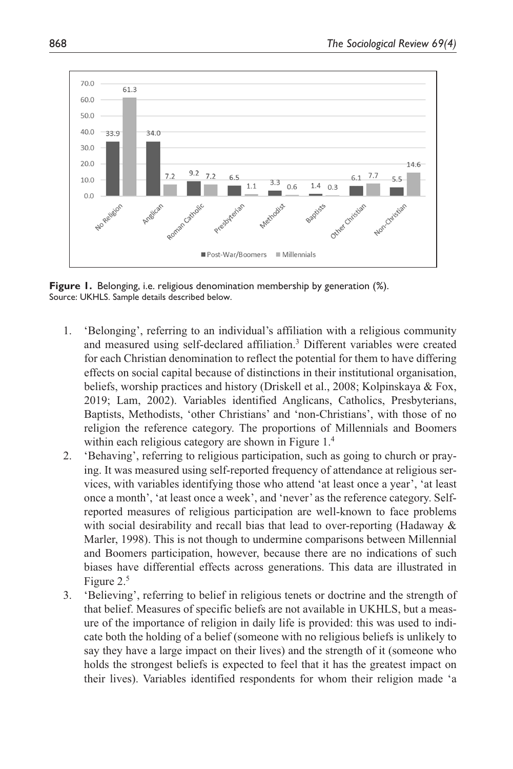**Figure 1.** Belonging, i.e. religious denomination membership by generation (%).
Source: UKHLS. Sample details described below.

1. 'Belonging', referring to an individual's affiliation with a religious community and measured using self-declared affiliation.[3] Different variables were created for each Christian denomination to reflect the potential for them to have differing effects on social capital because of distinctions in their institutional organisation, beliefs, worship practices and history (Driskell et al., 2008; Kolpinskaya & Fox, 2019; Lam, 2002). Variables identified Anglicans, Catholics, Presbyterians, Baptists, Methodists, 'other Christians' and 'non-Christians', with those of no religion the reference category. The proportions of Millennials and Boomers within each religious category are shown in Figure 1.[4]
2. 'Behaving', referring to religious participation, such as going to church or praying. It was measured using self-reported frequency of attendance at religious services, with variables identifying those who attend 'at least once a year', 'at least once a month', 'at least once a week', and 'never' as the reference category. Self-reported measures of religious participation are well-known to face problems with social desirability and recall bias that lead to over-reporting (Hadaway & Marler, 1998). This is not though to undermine comparisons between Millennial and Boomers participation, however, because there are no indications of such biases have differential effects across generations. This data are illustrated in Figure 2.[5]
3. 'Believing', referring to belief in religious tenets or doctrine and the strength of that belief. Measures of specific beliefs are not available in UKHLS, but a measure of the importance of religion in daily life is provided: this was used to indicate both the holding of a belief (someone with no religious beliefs is unlikely to say they have a large impact on their lives) and the strength of it (someone who holds the strongest beliefs is expected to feel that it has the greatest impact on their lives). Variables identified respondents for whom their religion made 'a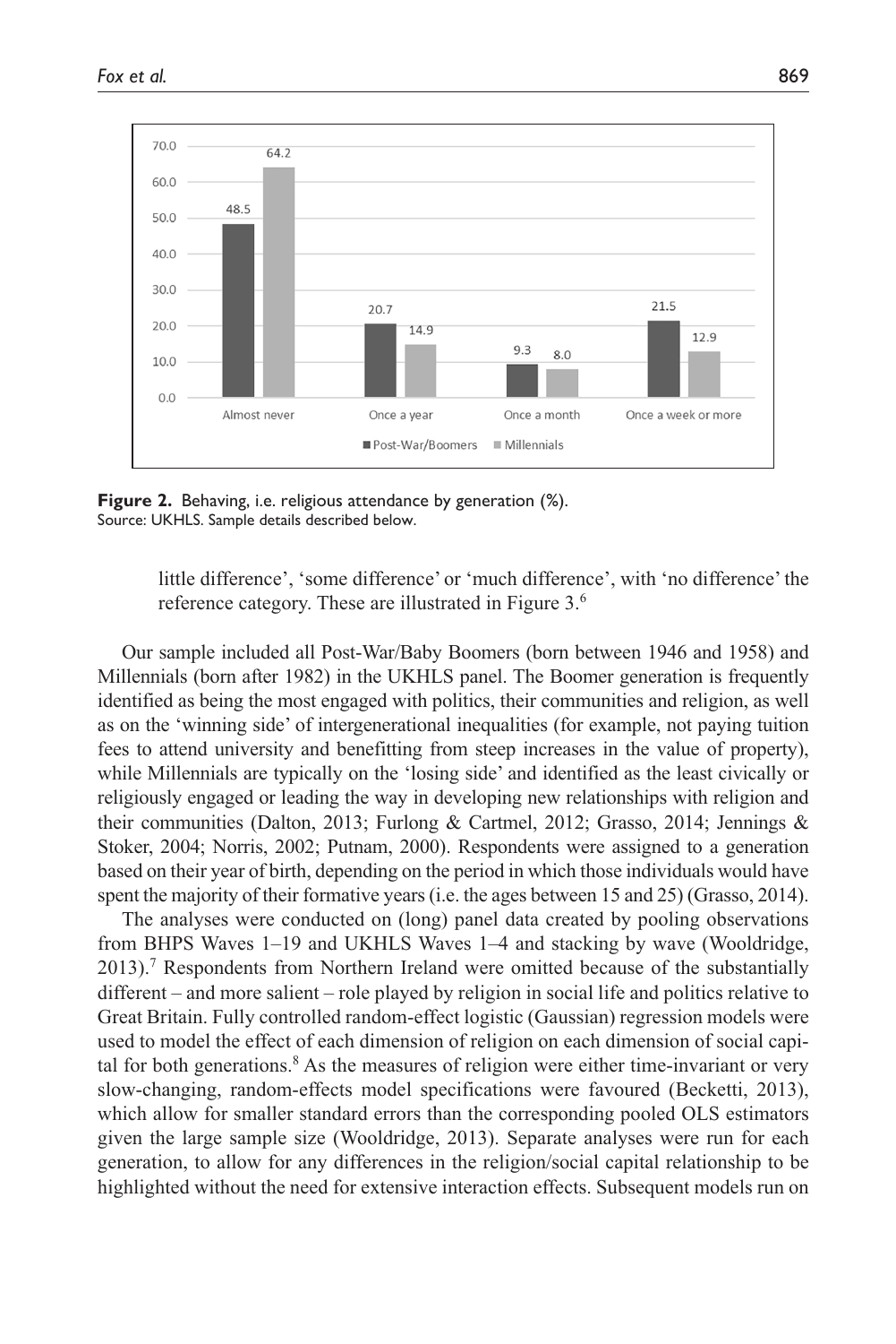**Figure 2.** Behaving, i.e. religious attendance by generation (%).
Source: UKHLS. Sample details described below.

little difference', 'some difference' or 'much difference', with 'no difference' the reference category. These are illustrated in Figure 3.[6]

Our sample included all Post-War/Baby Boomers (born between 1946 and 1958) and Millennials (born after 1982) in the UKHLS panel. The Boomer generation is frequently identified as being the most engaged with politics, their communities and religion, as well as on the 'winning side' of intergenerational inequalities (for example, not paying tuition fees to attend university and benefitting from steep increases in the value of property), while Millennials are typically on the 'losing side' and identified as the least civically or religiously engaged or leading the way in developing new relationships with religion and their communities (Dalton, 2013; Furlong & Cartmel, 2012; Grasso, 2014; Jennings & Stoker, 2004; Norris, 2002; Putnam, 2000). Respondents were assigned to a generation based on their year of birth, depending on the period in which those individuals would have spent the majority of their formative years (i.e. the ages between 15 and 25) (Grasso, 2014).

The analyses were conducted on (long) panel data created by pooling observations from BHPS Waves 1–19 and UKHLS Waves 1–4 and stacking by wave (Wooldridge, 2013).[7] Respondents from Northern Ireland were omitted because of the substantially different – and more salient – role played by religion in social life and politics relative to Great Britain. Fully controlled random-effect logistic (Gaussian) regression models were used to model the effect of each dimension of religion on each dimension of social capital for both generations.[8] As the measures of religion were either time-invariant or very slow-changing, random-effects model specifications were favoured (Becketti, 2013), which allow for smaller standard errors than the corresponding pooled OLS estimators given the large sample size (Wooldridge, 2013). Separate analyses were run for each generation, to allow for any differences in the religion/social capital relationship to be highlighted without the need for extensive interaction effects. Subsequent models run on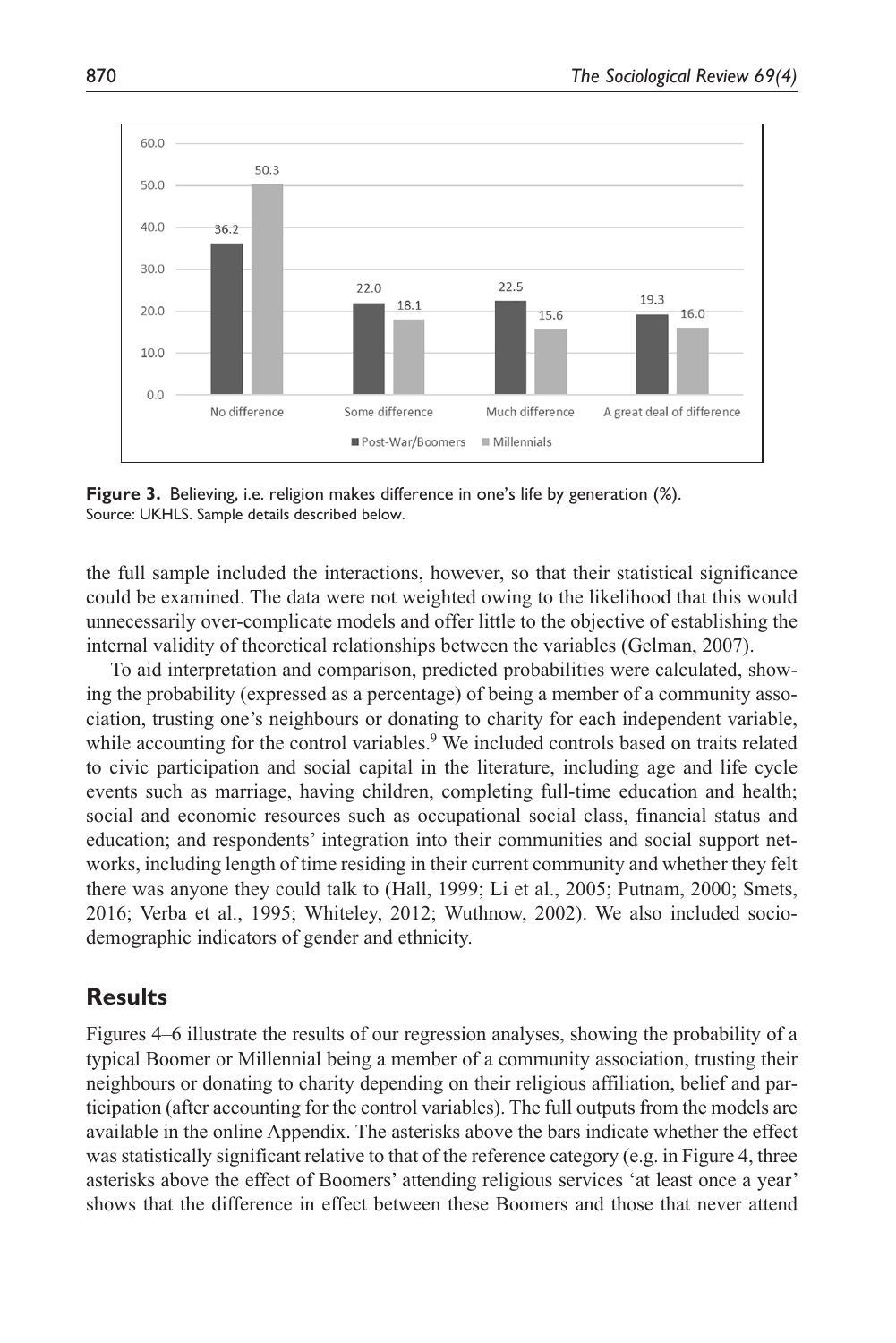**Figure 3.** Believing, i.e. religion makes difference in one's life by generation (%).
Source: UKHLS. Sample details described below.

the full sample included the interactions, however, so that their statistical significance could be examined. The data were not weighted owing to the likelihood that this would unnecessarily over-complicate models and offer little to the objective of establishing the internal validity of theoretical relationships between the variables (Gelman, 2007).

To aid interpretation and comparison, predicted probabilities were calculated, showing the probability (expressed as a percentage) of being a member of a community association, trusting one's neighbours or donating to charity for each independent variable, while accounting for the control variables.[9] We included controls based on traits related to civic participation and social capital in the literature, including age and life cycle events such as marriage, having children, completing full-time education and health; social and economic resources such as occupational social class, financial status and education; and respondents' integration into their communities and social support networks, including length of time residing in their current community and whether they felt there was anyone they could talk to (Hall, 1999; Li et al., 2005; Putnam, 2000; Smets, 2016; Verba et al., 1995; Whiteley, 2012; Wuthnow, 2002). We also included sociodemographic indicators of gender and ethnicity.

## Results

Figures 4–6 illustrate the results of our regression analyses, showing the probability of a typical Boomer or Millennial being a member of a community association, trusting their neighbours or donating to charity depending on their religious affiliation, belief and participation (after accounting for the control variables). The full outputs from the models are available in the online Appendix. The asterisks above the bars indicate whether the effect was statistically significant relative to that of the reference category (e.g. in Figure 4, three asterisks above the effect of Boomers' attending religious services 'at least once a year' shows that the difference in effect between these Boomers and those that never attend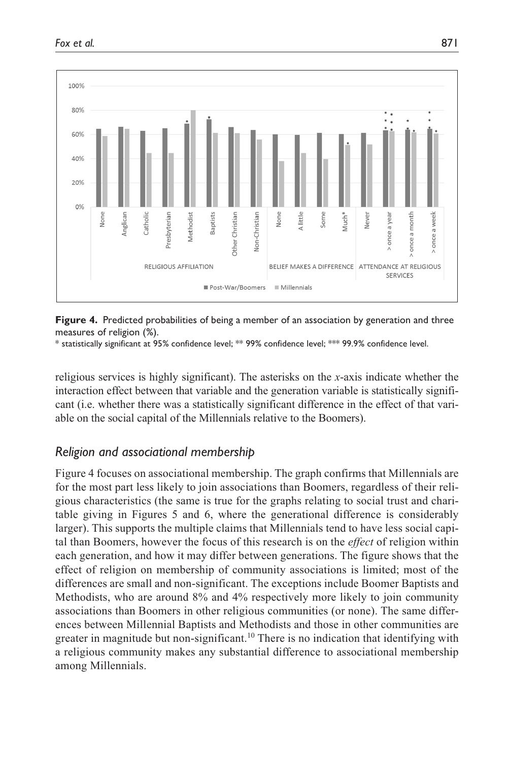**Figure 4.** Predicted probabilities of being a member of an association by generation and three measures of religion (%).

\* statistically significant at 95% confidence level; \*\* 99% confidence level; \*\*\* 99.9% confidence level.

religious services is highly significant). The asterisks on the *x*-axis indicate whether the interaction effect between that variable and the generation variable is statistically significant (i.e. whether there was a statistically significant difference in the effect of that variable on the social capital of the Millennials relative to the Boomers).

## *Religion and associational membership*

Figure 4 focuses on associational membership. The graph confirms that Millennials are for the most part less likely to join associations than Boomers, regardless of their religious characteristics (the same is true for the graphs relating to social trust and charitable giving in Figures 5 and 6, where the generational difference is considerably larger). This supports the multiple claims that Millennials tend to have less social capital than Boomers, however the focus of this research is on the *effect* of religion within each generation, and how it may differ between generations. The figure shows that the effect of religion on membership of community associations is limited; most of the differences are small and non-significant. The exceptions include Boomer Baptists and Methodists, who are around 8% and 4% respectively more likely to join community associations than Boomers in other religious communities (or none). The same differences between Millennial Baptists and Methodists and those in other communities are greater in magnitude but non-significant.[10] There is no indication that identifying with a religious community makes any substantial difference to associational membership among Millennials.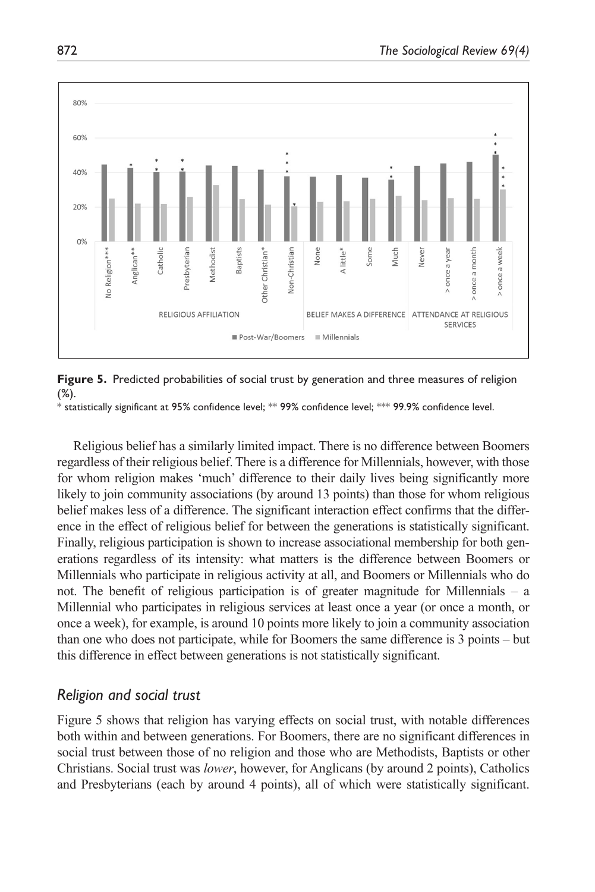**Figure 5.** Predicted probabilities of social trust by generation and three measures of religion (%).

\* statistically significant at 95% confidence level; ** 99% confidence level; *** 99.9% confidence level.

Religious belief has a similarly limited impact. There is no difference between Boomers regardless of their religious belief. There is a difference for Millennials, however, with those for whom religion makes 'much' difference to their daily lives being significantly more likely to join community associations (by around 13 points) than those for whom religious belief makes less of a difference. The significant interaction effect confirms that the difference in the effect of religious belief for between the generations is statistically significant. Finally, religious participation is shown to increase associational membership for both generations regardless of its intensity: what matters is the difference between Boomers or Millennials who participate in religious activity at all, and Boomers or Millennials who do not. The benefit of religious participation is of greater magnitude for Millennials – a Millennial who participates in religious services at least once a year (or once a month, or once a week), for example, is around 10 points more likely to join a community association than one who does not participate, while for Boomers the same difference is 3 points – but this difference in effect between generations is not statistically significant.

## *Religion and social trust*

Figure 5 shows that religion has varying effects on social trust, with notable differences both within and between generations. For Boomers, there are no significant differences in social trust between those of no religion and those who are Methodists, Baptists or other Christians. Social trust was *lower*, however, for Anglicans (by around 2 points), Catholics and Presbyterians (each by around 4 points), all of which were statistically significant.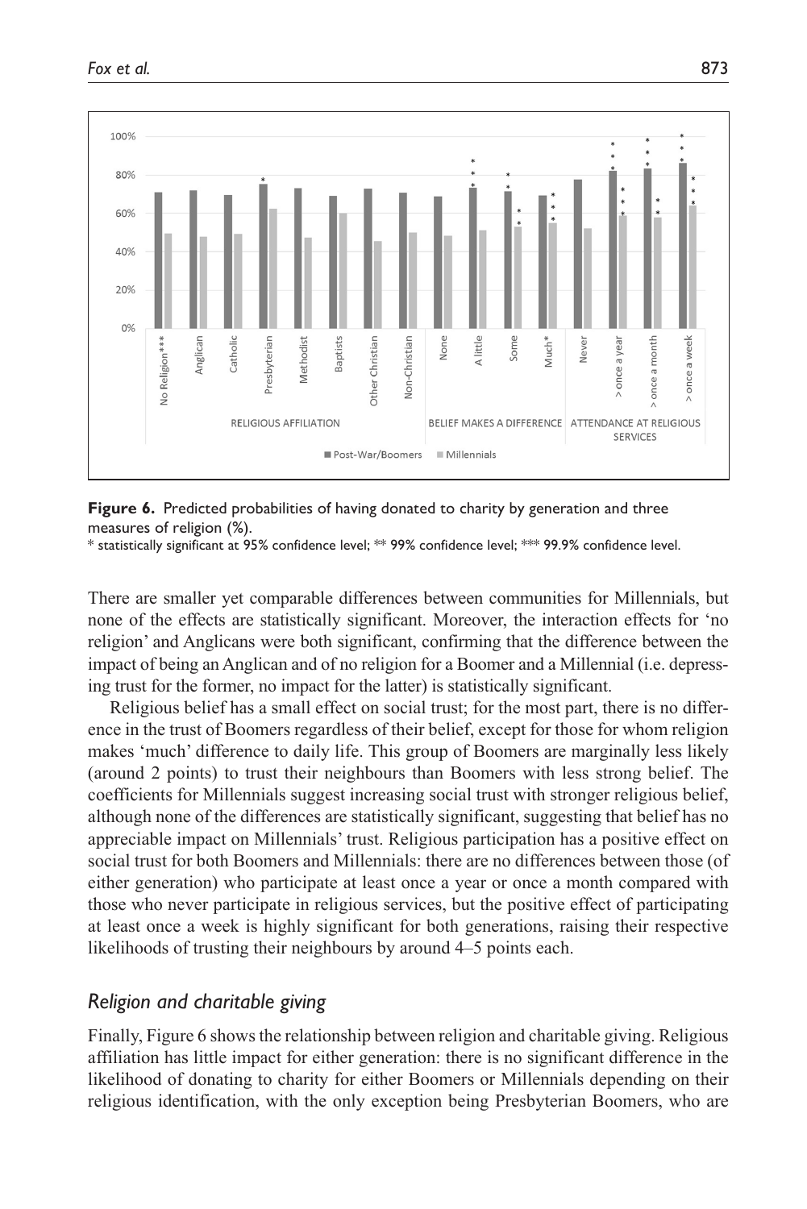**Figure 6.** Predicted probabilities of having donated to charity by generation and three measures of religion (%).

\* statistically significant at 95% confidence level; ** 99% confidence level; *** 99.9% confidence level.

There are smaller yet comparable differences between communities for Millennials, but none of the effects are statistically significant. Moreover, the interaction effects for 'no religion' and Anglicans were both significant, confirming that the difference between the impact of being an Anglican and of no religion for a Boomer and a Millennial (i.e. depressing trust for the former, no impact for the latter) is statistically significant.

Religious belief has a small effect on social trust; for the most part, there is no difference in the trust of Boomers regardless of their belief, except for those for whom religion makes 'much' difference to daily life. This group of Boomers are marginally less likely (around 2 points) to trust their neighbours than Boomers with less strong belief. The coefficients for Millennials suggest increasing social trust with stronger religious belief, although none of the differences are statistically significant, suggesting that belief has no appreciable impact on Millennials' trust. Religious participation has a positive effect on social trust for both Boomers and Millennials: there are no differences between those (of either generation) who participate at least once a year or once a month compared with those who never participate in religious services, but the positive effect of participating at least once a week is highly significant for both generations, raising their respective likelihoods of trusting their neighbours by around 4–5 points each.

## *Religion and charitable giving*

Finally, Figure 6 shows the relationship between religion and charitable giving. Religious affiliation has little impact for either generation: there is no significant difference in the likelihood of donating to charity for either Boomers or Millennials depending on their religious identification, with the only exception being Presbyterian Boomers, who are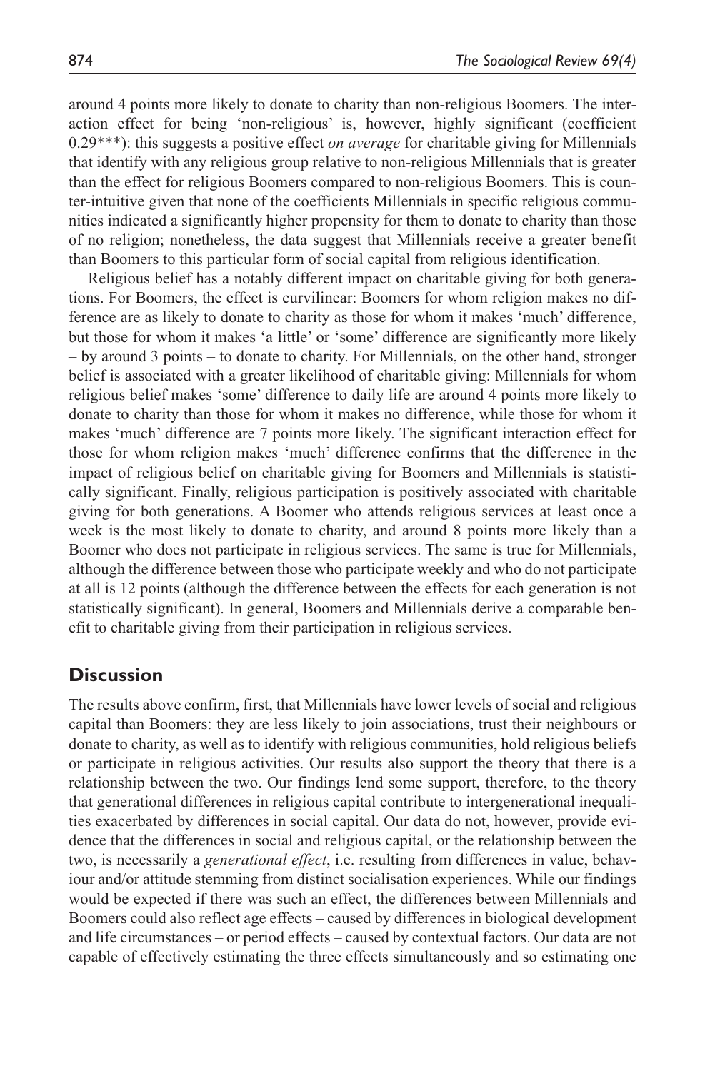around 4 points more likely to donate to charity than non-religious Boomers. The interaction effect for being 'non-religious' is, however, highly significant (coefficient 0.29***): this suggests a positive effect *on average* for charitable giving for Millennials that identify with any religious group relative to non-religious Millennials that is greater than the effect for religious Boomers compared to non-religious Boomers. This is counter-intuitive given that none of the coefficients Millennials in specific religious communities indicated a significantly higher propensity for them to donate to charity than those of no religion; nonetheless, the data suggest that Millennials receive a greater benefit than Boomers to this particular form of social capital from religious identification.

Religious belief has a notably different impact on charitable giving for both generations. For Boomers, the effect is curvilinear: Boomers for whom religion makes no difference are as likely to donate to charity as those for whom it makes 'much' difference, but those for whom it makes 'a little' or 'some' difference are significantly more likely – by around 3 points – to donate to charity. For Millennials, on the other hand, stronger belief is associated with a greater likelihood of charitable giving: Millennials for whom religious belief makes 'some' difference to daily life are around 4 points more likely to donate to charity than those for whom it makes no difference, while those for whom it makes 'much' difference are 7 points more likely. The significant interaction effect for those for whom religion makes 'much' difference confirms that the difference in the impact of religious belief on charitable giving for Boomers and Millennials is statistically significant. Finally, religious participation is positively associated with charitable giving for both generations. A Boomer who attends religious services at least once a week is the most likely to donate to charity, and around 8 points more likely than a Boomer who does not participate in religious services. The same is true for Millennials, although the difference between those who participate weekly and who do not participate at all is 12 points (although the difference between the effects for each generation is not statistically significant). In general, Boomers and Millennials derive a comparable benefit to charitable giving from their participation in religious services.

## Discussion

The results above confirm, first, that Millennials have lower levels of social and religious capital than Boomers: they are less likely to join associations, trust their neighbours or donate to charity, as well as to identify with religious communities, hold religious beliefs or participate in religious activities. Our results also support the theory that there is a relationship between the two. Our findings lend some support, therefore, to the theory that generational differences in religious capital contribute to intergenerational inequalities exacerbated by differences in social capital. Our data do not, however, provide evidence that the differences in social and religious capital, or the relationship between the two, is necessarily a *generational effect*, i.e. resulting from differences in value, behaviour and/or attitude stemming from distinct socialisation experiences. While our findings would be expected if there was such an effect, the differences between Millennials and Boomers could also reflect age effects – caused by differences in biological development and life circumstances – or period effects – caused by contextual factors. Our data are not capable of effectively estimating the three effects simultaneously and so estimating one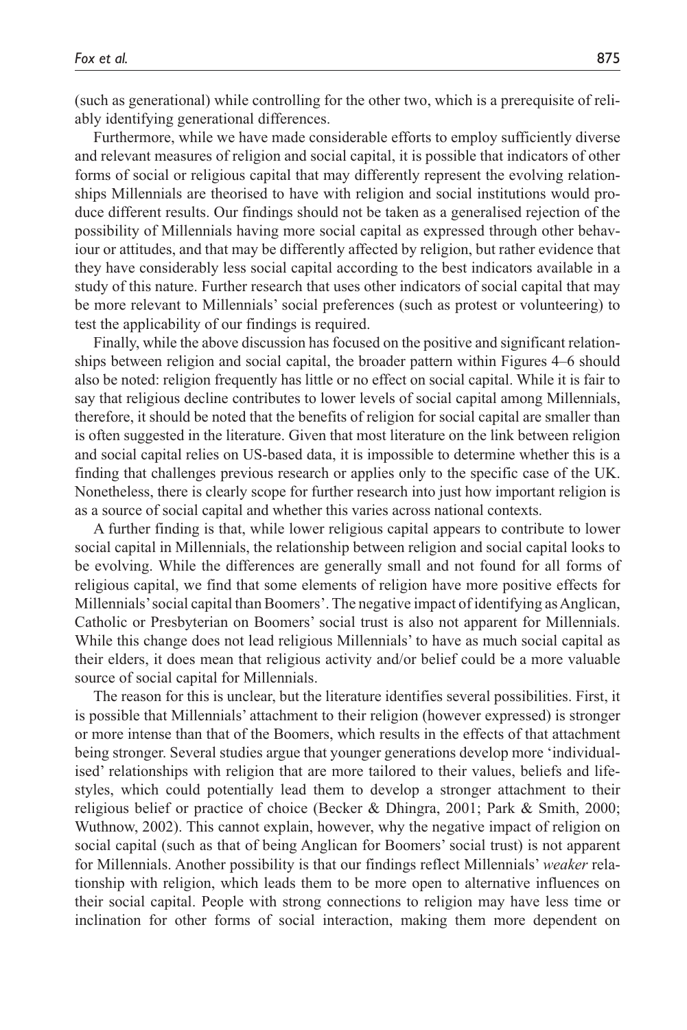(such as generational) while controlling for the other two, which is a prerequisite of reliably identifying generational differences.

Furthermore, while we have made considerable efforts to employ sufficiently diverse and relevant measures of religion and social capital, it is possible that indicators of other forms of social or religious capital that may differently represent the evolving relationships Millennials are theorised to have with religion and social institutions would produce different results. Our findings should not be taken as a generalised rejection of the possibility of Millennials having more social capital as expressed through other behaviour or attitudes, and that may be differently affected by religion, but rather evidence that they have considerably less social capital according to the best indicators available in a study of this nature. Further research that uses other indicators of social capital that may be more relevant to Millennials' social preferences (such as protest or volunteering) to test the applicability of our findings is required.

Finally, while the above discussion has focused on the positive and significant relationships between religion and social capital, the broader pattern within Figures 4–6 should also be noted: religion frequently has little or no effect on social capital. While it is fair to say that religious decline contributes to lower levels of social capital among Millennials, therefore, it should be noted that the benefits of religion for social capital are smaller than is often suggested in the literature. Given that most literature on the link between religion and social capital relies on US-based data, it is impossible to determine whether this is a finding that challenges previous research or applies only to the specific case of the UK. Nonetheless, there is clearly scope for further research into just how important religion is as a source of social capital and whether this varies across national contexts.

A further finding is that, while lower religious capital appears to contribute to lower social capital in Millennials, the relationship between religion and social capital looks to be evolving. While the differences are generally small and not found for all forms of religious capital, we find that some elements of religion have more positive effects for Millennials' social capital than Boomers'. The negative impact of identifying as Anglican, Catholic or Presbyterian on Boomers' social trust is also not apparent for Millennials. While this change does not lead religious Millennials' to have as much social capital as their elders, it does mean that religious activity and/or belief could be a more valuable source of social capital for Millennials.

The reason for this is unclear, but the literature identifies several possibilities. First, it is possible that Millennials' attachment to their religion (however expressed) is stronger or more intense than that of the Boomers, which results in the effects of that attachment being stronger. Several studies argue that younger generations develop more 'individualised' relationships with religion that are more tailored to their values, beliefs and lifestyles, which could potentially lead them to develop a stronger attachment to their religious belief or practice of choice (Becker & Dhingra, 2001; Park & Smith, 2000; Wuthnow, 2002). This cannot explain, however, why the negative impact of religion on social capital (such as that of being Anglican for Boomers' social trust) is not apparent for Millennials. Another possibility is that our findings reflect Millennials' *weaker* relationship with religion, which leads them to be more open to alternative influences on their social capital. People with strong connections to religion may have less time or inclination for other forms of social interaction, making them more dependent on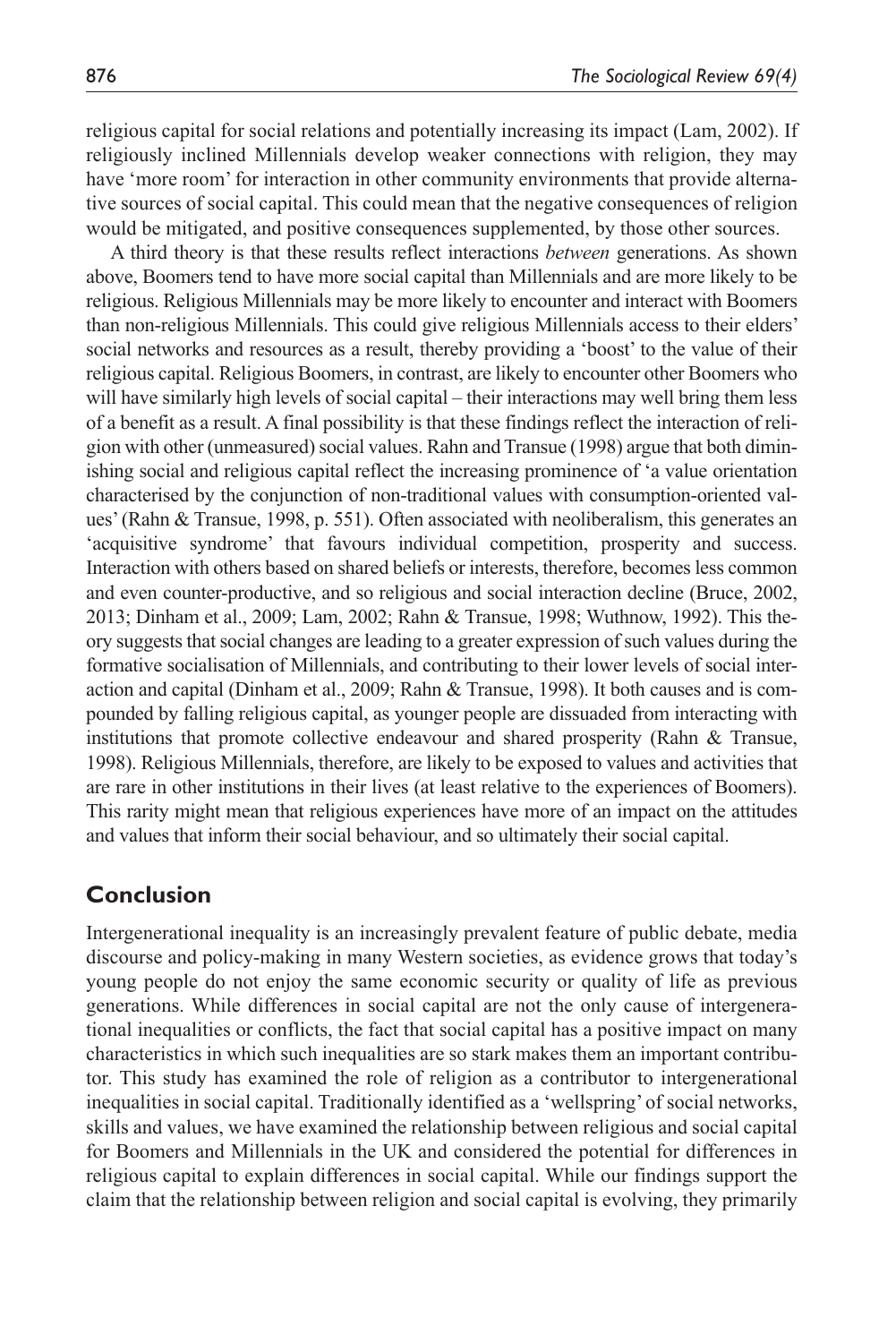religious capital for social relations and potentially increasing its impact (Lam, 2002). If religiously inclined Millennials develop weaker connections with religion, they may have 'more room' for interaction in other community environments that provide alternative sources of social capital. This could mean that the negative consequences of religion would be mitigated, and positive consequences supplemented, by those other sources.

A third theory is that these results reflect interactions *between* generations. As shown above, Boomers tend to have more social capital than Millennials and are more likely to be religious. Religious Millennials may be more likely to encounter and interact with Boomers than non-religious Millennials. This could give religious Millennials access to their elders' social networks and resources as a result, thereby providing a 'boost' to the value of their religious capital. Religious Boomers, in contrast, are likely to encounter other Boomers who will have similarly high levels of social capital – their interactions may well bring them less of a benefit as a result. A final possibility is that these findings reflect the interaction of religion with other (unmeasured) social values. Rahn and Transue (1998) argue that both diminishing social and religious capital reflect the increasing prominence of 'a value orientation characterised by the conjunction of non-traditional values with consumption-oriented values' (Rahn & Transue, 1998, p. 551). Often associated with neoliberalism, this generates an 'acquisitive syndrome' that favours individual competition, prosperity and success. Interaction with others based on shared beliefs or interests, therefore, becomes less common and even counter-productive, and so religious and social interaction decline (Bruce, 2002, 2013; Dinham et al., 2009; Lam, 2002; Rahn & Transue, 1998; Wuthnow, 1992). This theory suggests that social changes are leading to a greater expression of such values during the formative socialisation of Millennials, and contributing to their lower levels of social interaction and capital (Dinham et al., 2009; Rahn & Transue, 1998). It both causes and is compounded by falling religious capital, as younger people are dissuaded from interacting with institutions that promote collective endeavour and shared prosperity (Rahn & Transue, 1998). Religious Millennials, therefore, are likely to be exposed to values and activities that are rare in other institutions in their lives (at least relative to the experiences of Boomers). This rarity might mean that religious experiences have more of an impact on the attitudes and values that inform their social behaviour, and so ultimately their social capital.

## Conclusion

Intergenerational inequality is an increasingly prevalent feature of public debate, media discourse and policy-making in many Western societies, as evidence grows that today's young people do not enjoy the same economic security or quality of life as previous generations. While differences in social capital are not the only cause of intergenerational inequalities or conflicts, the fact that social capital has a positive impact on many characteristics in which such inequalities are so stark makes them an important contributor. This study has examined the role of religion as a contributor to intergenerational inequalities in social capital. Traditionally identified as a 'wellspring' of social networks, skills and values, we have examined the relationship between religious and social capital for Boomers and Millennials in the UK and considered the potential for differences in religious capital to explain differences in social capital. While our findings support the claim that the relationship between religion and social capital is evolving, they primarily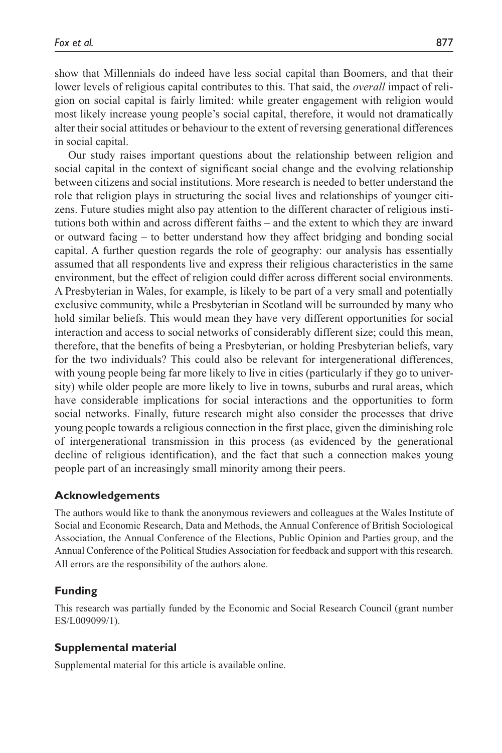show that Millennials do indeed have less social capital than Boomers, and that their lower levels of religious capital contributes to this. That said, the *overall* impact of religion on social capital is fairly limited: while greater engagement with religion would most likely increase young people's social capital, therefore, it would not dramatically alter their social attitudes or behaviour to the extent of reversing generational differences in social capital.

Our study raises important questions about the relationship between religion and social capital in the context of significant social change and the evolving relationship between citizens and social institutions. More research is needed to better understand the role that religion plays in structuring the social lives and relationships of younger citizens. Future studies might also pay attention to the different character of religious institutions both within and across different faiths – and the extent to which they are inward or outward facing – to better understand how they affect bridging and bonding social capital. A further question regards the role of geography: our analysis has essentially assumed that all respondents live and express their religious characteristics in the same environment, but the effect of religion could differ across different social environments. A Presbyterian in Wales, for example, is likely to be part of a very small and potentially exclusive community, while a Presbyterian in Scotland will be surrounded by many who hold similar beliefs. This would mean they have very different opportunities for social interaction and access to social networks of considerably different size; could this mean, therefore, that the benefits of being a Presbyterian, or holding Presbyterian beliefs, vary for the two individuals? This could also be relevant for intergenerational differences, with young people being far more likely to live in cities (particularly if they go to university) while older people are more likely to live in towns, suburbs and rural areas, which have considerable implications for social interactions and the opportunities to form social networks. Finally, future research might also consider the processes that drive young people towards a religious connection in the first place, given the diminishing role of intergenerational transmission in this process (as evidenced by the generational decline of religious identification), and the fact that such a connection makes young people part of an increasingly small minority among their peers.

## Acknowledgements

The authors would like to thank the anonymous reviewers and colleagues at the Wales Institute of Social and Economic Research, Data and Methods, the Annual Conference of British Sociological Association, the Annual Conference of the Elections, Public Opinion and Parties group, and the Annual Conference of the Political Studies Association for feedback and support with this research. All errors are the responsibility of the authors alone.

## Funding

This research was partially funded by the Economic and Social Research Council (grant number ES/L009099/1).

## Supplemental material

Supplemental material for this article is available online.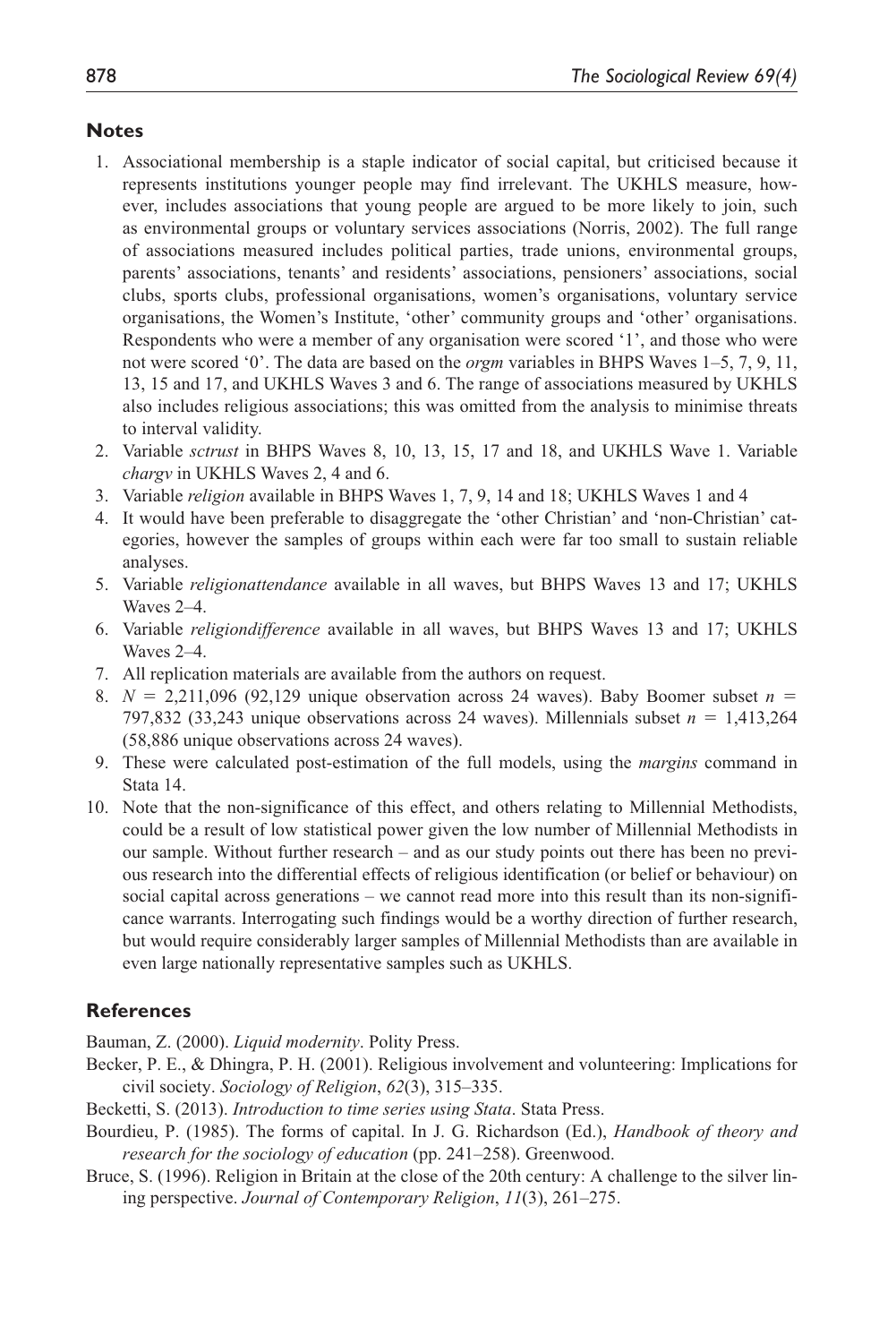## Notes

1. Associational membership is a staple indicator of social capital, but criticised because it represents institutions younger people may find irrelevant. The UKHLS measure, however, includes associations that young people are argued to be more likely to join, such as environmental groups or voluntary services associations (Norris, 2002). The full range of associations measured includes political parties, trade unions, environmental groups, parents' associations, tenants' and residents' associations, pensioners' associations, social clubs, sports clubs, professional organisations, women's organisations, voluntary service organisations, the Women's Institute, 'other' community groups and 'other' organisations. Respondents who were a member of any organisation were scored '1', and those who were not were scored '0'. The data are based on the *orgm* variables in BHPS Waves 1–5, 7, 9, 11, 13, 15 and 17, and UKHLS Waves 3 and 6. The range of associations measured by UKHLS also includes religious associations; this was omitted from the analysis to minimise threats to interval validity.
2. Variable *sctrust* in BHPS Waves 8, 10, 13, 15, 17 and 18, and UKHLS Wave 1. Variable *chargv* in UKHLS Waves 2, 4 and 6.
3. Variable *religion* available in BHPS Waves 1, 7, 9, 14 and 18; UKHLS Waves 1 and 4
4. It would have been preferable to disaggregate the 'other Christian' and 'non-Christian' categories, however the samples of groups within each were far too small to sustain reliable analyses.
5. Variable *religionattendance* available in all waves, but BHPS Waves 13 and 17; UKHLS Waves 2–4.
6. Variable *religiondifference* available in all waves, but BHPS Waves 13 and 17; UKHLS Waves 2–4.
7. All replication materials are available from the authors on request.
8. $N$ = 2,211,096 (92,129 unique observation across 24 waves). Baby Boomer subset $n$ = 797,832 (33,243 unique observations across 24 waves). Millennials subset $n$ = 1,413,264 (58,886 unique observations across 24 waves).
9. These were calculated post-estimation of the full models, using the *margins* command in Stata 14.
10. Note that the non-significance of this effect, and others relating to Millennial Methodists, could be a result of low statistical power given the low number of Millennial Methodists in our sample. Without further research – and as our study points out there has been no previous research into the differential effects of religious identification (or belief or behaviour) on social capital across generations – we cannot read more into this result than its non-significance warrants. Interrogating such findings would be a worthy direction of further research, but would require considerably larger samples of Millennial Methodists than are available in even large nationally representative samples such as UKHLS.

## References

Bauman, Z. (2000). *Liquid modernity*. Polity Press.

Becker, P. E., & Dhingra, P. H. (2001). Religious involvement and volunteering: Implications for civil society. *Sociology of Religion*, *62*(3), 315–335.

Becketti, S. (2013). *Introduction to time series using Stata*. Stata Press.

Bourdieu, P. (1985). The forms of capital. In J. G. Richardson (Ed.), *Handbook of theory and research for the sociology of education* (pp. 241–258). Greenwood.

Bruce, S. (1996). Religion in Britain at the close of the 20th century: A challenge to the silver lining perspective. *Journal of Contemporary Religion*, *11*(3), 261–275.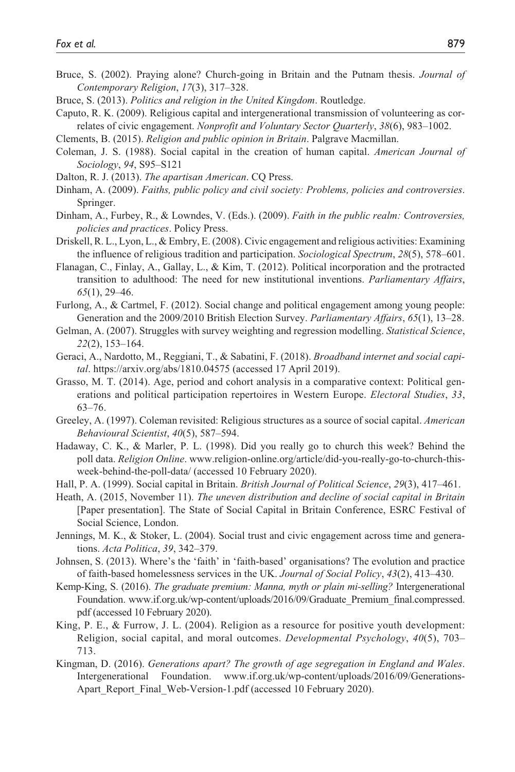Bruce, S. (2002). Praying alone? Church-going in Britain and the Putnam thesis. *Journal of Contemporary Religion*, *17*(3), 317–328.

Bruce, S. (2013). *Politics and religion in the United Kingdom*. Routledge.

Caputo, R. K. (2009). Religious capital and intergenerational transmission of volunteering as correlates of civic engagement. *Nonprofit and Voluntary Sector Quarterly*, *38*(6), 983–1002.

Clements, B. (2015). *Religion and public opinion in Britain*. Palgrave Macmillan.

Coleman, J. S. (1988). Social capital in the creation of human capital. *American Journal of Sociology*, *94*, S95–S121

Dalton, R. J. (2013). *The apartisan American*. CQ Press.

Dinham, A. (2009). *Faiths, public policy and civil society: Problems, policies and controversies*. Springer.

Dinham, A., Furbey, R., & Lowndes, V. (Eds.). (2009). *Faith in the public realm: Controversies, policies and practices*. Policy Press.

Driskell, R. L., Lyon, L., & Embry, E. (2008). Civic engagement and religious activities: Examining the influence of religious tradition and participation. *Sociological Spectrum*, *28*(5), 578–601.

Flanagan, C., Finlay, A., Gallay, L., & Kim, T. (2012). Political incorporation and the protracted transition to adulthood: The need for new institutional inventions. *Parliamentary Affairs*, *65*(1), 29–46.

Furlong, A., & Cartmel, F. (2012). Social change and political engagement among young people: Generation and the 2009/2010 British Election Survey. *Parliamentary Affairs*, *65*(1), 13–28.

Gelman, A. (2007). Struggles with survey weighting and regression modelling. *Statistical Science*, *22*(2), 153–164.

Geraci, A., Nardotto, M., Reggiani, T., & Sabatini, F. (2018). *Broadband internet and social capital*. https://arxiv.org/abs/1810.04575 (accessed 17 April 2019).

Grasso, M. T. (2014). Age, period and cohort analysis in a comparative context: Political generations and political participation repertoires in Western Europe. *Electoral Studies*, *33*, 63–76.

Greeley, A. (1997). Coleman revisited: Religious structures as a source of social capital. *American Behavioural Scientist*, *40*(5), 587–594.

Hadaway, C. K., & Marler, P. L. (1998). Did you really go to church this week? Behind the poll data. *Religion Online*. www.religion-online.org/article/did-you-really-go-to-church-this-week-behind-the-poll-data/ (accessed 10 February 2020).

Hall, P. A. (1999). Social capital in Britain. *British Journal of Political Science*, *29*(3), 417–461.

Heath, A. (2015, November 11). *The uneven distribution and decline of social capital in Britain* [Paper presentation]. The State of Social Capital in Britain Conference, ESRC Festival of Social Science, London.

Jennings, M. K., & Stoker, L. (2004). Social trust and civic engagement across time and generations. *Acta Politica*, *39*, 342–379.

Johnsen, S. (2013). Where's the 'faith' in 'faith-based' organisations? The evolution and practice of faith-based homelessness services in the UK. *Journal of Social Policy*, *43*(2), 413–430.

Kemp-King, S. (2016). *The graduate premium: Manna, myth or plain mi-selling?* Intergenerational Foundation. www.if.org.uk/wp-content/uploads/2016/09/Graduate_Premium_final.compressed.pdf (accessed 10 February 2020).

King, P. E., & Furrow, J. L. (2004). Religion as a resource for positive youth development: Religion, social capital, and moral outcomes. *Developmental Psychology*, *40*(5), 703–713.

Kingman, D. (2016). *Generations apart? The growth of age segregation in England and Wales*. Intergenerational Foundation. www.if.org.uk/wp-content/uploads/2016/09/Generations-Apart_Report_Final_Web-Version-1.pdf (accessed 10 February 2020).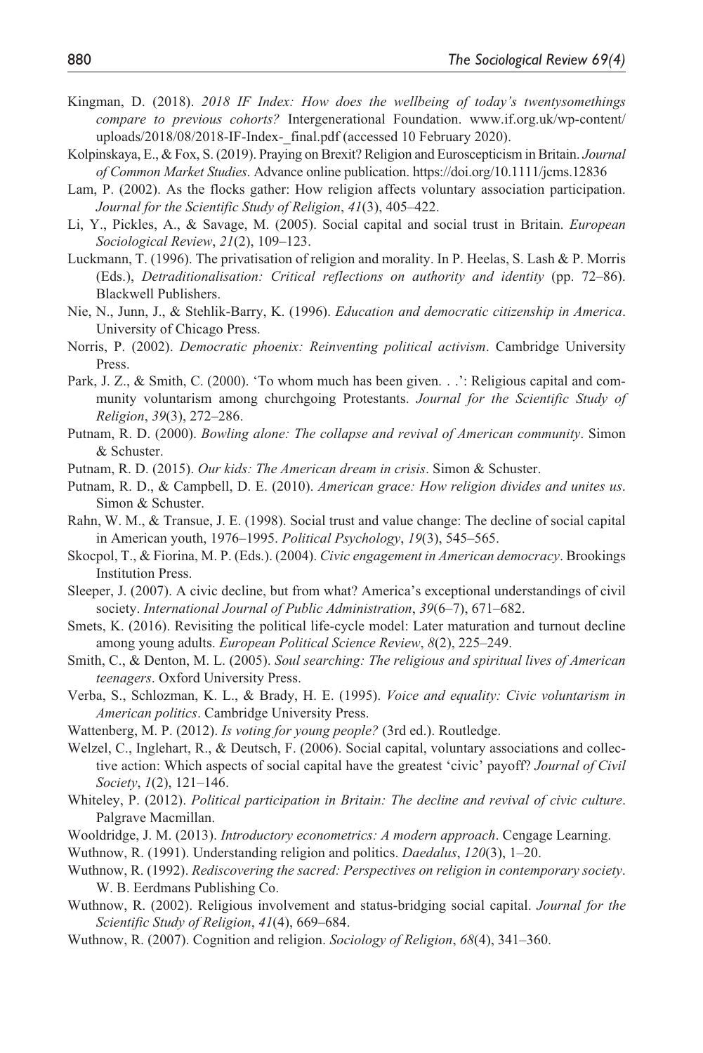Kingman, D. (2018). *2018 IF Index: How does the wellbeing of today's twentysomethings compare to previous cohorts?* Intergenerational Foundation. www.if.org.uk/wp-content/uploads/2018/08/2018-IF-Index-_final.pdf (accessed 10 February 2020).

Kolpinskaya, E., & Fox, S. (2019). Praying on Brexit? Religion and Euroscepticism in Britain. *Journal of Common Market Studies*. Advance online publication. https://doi.org/10.1111/jcms.12836

Lam, P. (2002). As the flocks gather: How religion affects voluntary association participation. *Journal for the Scientific Study of Religion*, *41*(3), 405–422.

Li, Y., Pickles, A., & Savage, M. (2005). Social capital and social trust in Britain. *European Sociological Review*, *21*(2), 109–123.

Luckmann, T. (1996). The privatisation of religion and morality. In P. Heelas, S. Lash & P. Morris (Eds.), *Detraditionalisation: Critical reflections on authority and identity* (pp. 72–86). Blackwell Publishers.

Nie, N., Junn, J., & Stehlik-Barry, K. (1996). *Education and democratic citizenship in America*. University of Chicago Press.

Norris, P. (2002). *Democratic phoenix: Reinventing political activism*. Cambridge University Press.

Park, J. Z., & Smith, C. (2000). 'To whom much has been given. . .': Religious capital and community voluntarism among churchgoing Protestants. *Journal for the Scientific Study of Religion*, *39*(3), 272–286.

Putnam, R. D. (2000). *Bowling alone: The collapse and revival of American community*. Simon & Schuster.

Putnam, R. D. (2015). *Our kids: The American dream in crisis*. Simon & Schuster.

Putnam, R. D., & Campbell, D. E. (2010). *American grace: How religion divides and unites us*. Simon & Schuster.

Rahn, W. M., & Transue, J. E. (1998). Social trust and value change: The decline of social capital in American youth, 1976–1995. *Political Psychology*, *19*(3), 545–565.

Skocpol, T., & Fiorina, M. P. (Eds.). (2004). *Civic engagement in American democracy*. Brookings Institution Press.

Sleeper, J. (2007). A civic decline, but from what? America's exceptional understandings of civil society. *International Journal of Public Administration*, *39*(6–7), 671–682.

Smets, K. (2016). Revisiting the political life-cycle model: Later maturation and turnout decline among young adults. *European Political Science Review*, *8*(2), 225–249.

Smith, C., & Denton, M. L. (2005). *Soul searching: The religious and spiritual lives of American teenagers*. Oxford University Press.

Verba, S., Schlozman, K. L., & Brady, H. E. (1995). *Voice and equality: Civic voluntarism in American politics*. Cambridge University Press.

Wattenberg, M. P. (2012). *Is voting for young people?* (3rd ed.). Routledge.

Welzel, C., Inglehart, R., & Deutsch, F. (2006). Social capital, voluntary associations and collective action: Which aspects of social capital have the greatest 'civic' payoff? *Journal of Civil Society*, *1*(2), 121–146.

Whiteley, P. (2012). *Political participation in Britain: The decline and revival of civic culture*. Palgrave Macmillan.

Wooldridge, J. M. (2013). *Introductory econometrics: A modern approach*. Cengage Learning.

Wuthnow, R. (1991). Understanding religion and politics. *Daedalus*, *120*(3), 1–20.

Wuthnow, R. (1992). *Rediscovering the sacred: Perspectives on religion in contemporary society*. W. B. Eerdmans Publishing Co.

Wuthnow, R. (2002). Religious involvement and status-bridging social capital. *Journal for the Scientific Study of Religion*, *41*(4), 669–684.

Wuthnow, R. (2007). Cognition and religion. *Sociology of Religion*, *68*(4), 341–360.